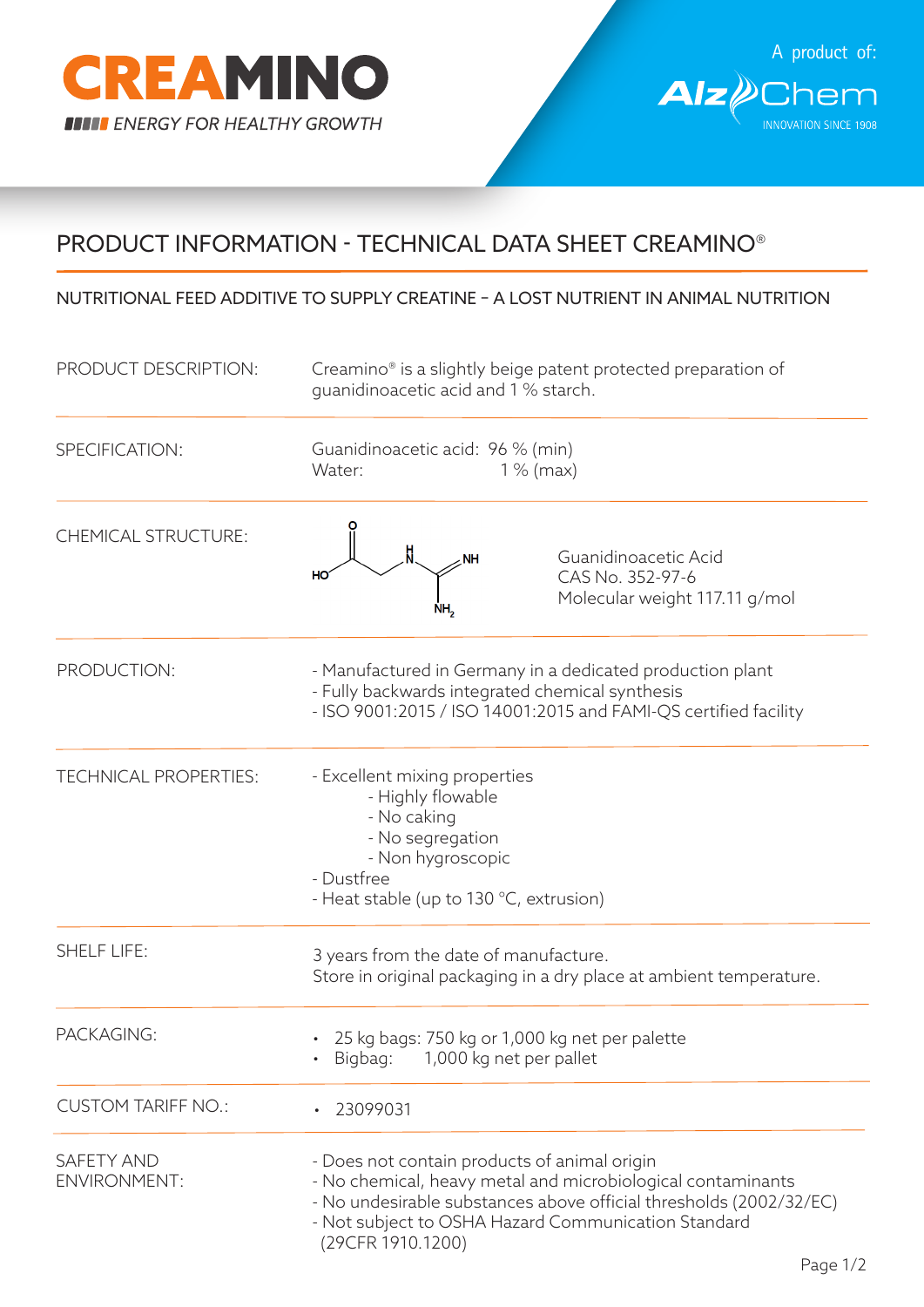CREAMINO

ENERGY FOR HEALTHY GROWTH

A product of: AlzChem

INNOVATION SINCE 1908

# PRODUCT INFORMATION - TECHNICAL DATA SHEET CREAMINO®

## NUTRITIONAL FEED ADDITIVE TO SUPPLY CREATINE – A LOST NUTRIENT IN ANIMAL NUTRITION

| | |
|---|---|
| PRODUCT DESCRIPTION: | Creamino® is a slightly beige patent protected preparation of guanidinoacetic acid and 1 % starch. |
| SPECIFICATION: | Guanidinoacetic acid: 96 % (min)<br>Water: 1 % (max) |
| CHEMICAL STRUCTURE: | Guanidinoacetic Acid<br>CAS No. 352-97-6<br>Molecular weight 117.11 g/mol |
| PRODUCTION: | - Manufactured in Germany in a dedicated production plant<br>- Fully backwards integrated chemical synthesis<br>- ISO 9001:2015 / ISO 14001:2015 and FAMI-QS certified facility |
| TECHNICAL PROPERTIES: | - Excellent mixing properties<br>&nbsp;&nbsp;&nbsp;&nbsp;- Highly flowable<br>&nbsp;&nbsp;&nbsp;&nbsp;- No caking<br>&nbsp;&nbsp;&nbsp;&nbsp;- No segregation<br>&nbsp;&nbsp;&nbsp;&nbsp;- Non hygroscopic<br>- Dustfree<br>- Heat stable (up to 130 °C, extrusion) |
| SHELF LIFE: | 3 years from the date of manufacture.<br>Store in original packaging in a dry place at ambient temperature. |
| PACKAGING: | • 25 kg bags: 750 kg or 1,000 kg net per palette<br>• Bigbag: 1,000 kg net per pallet |
| CUSTOM TARIFF NO.: | • 23099031 |
| SAFETY AND ENVIRONMENT: | - Does not contain products of animal origin<br>- No chemical, heavy metal and microbiological contaminants<br>- No undesirable substances above official thresholds (2002/32/EC)<br>- Not subject to OSHA Hazard Communication Standard (29CFR 1910.1200) |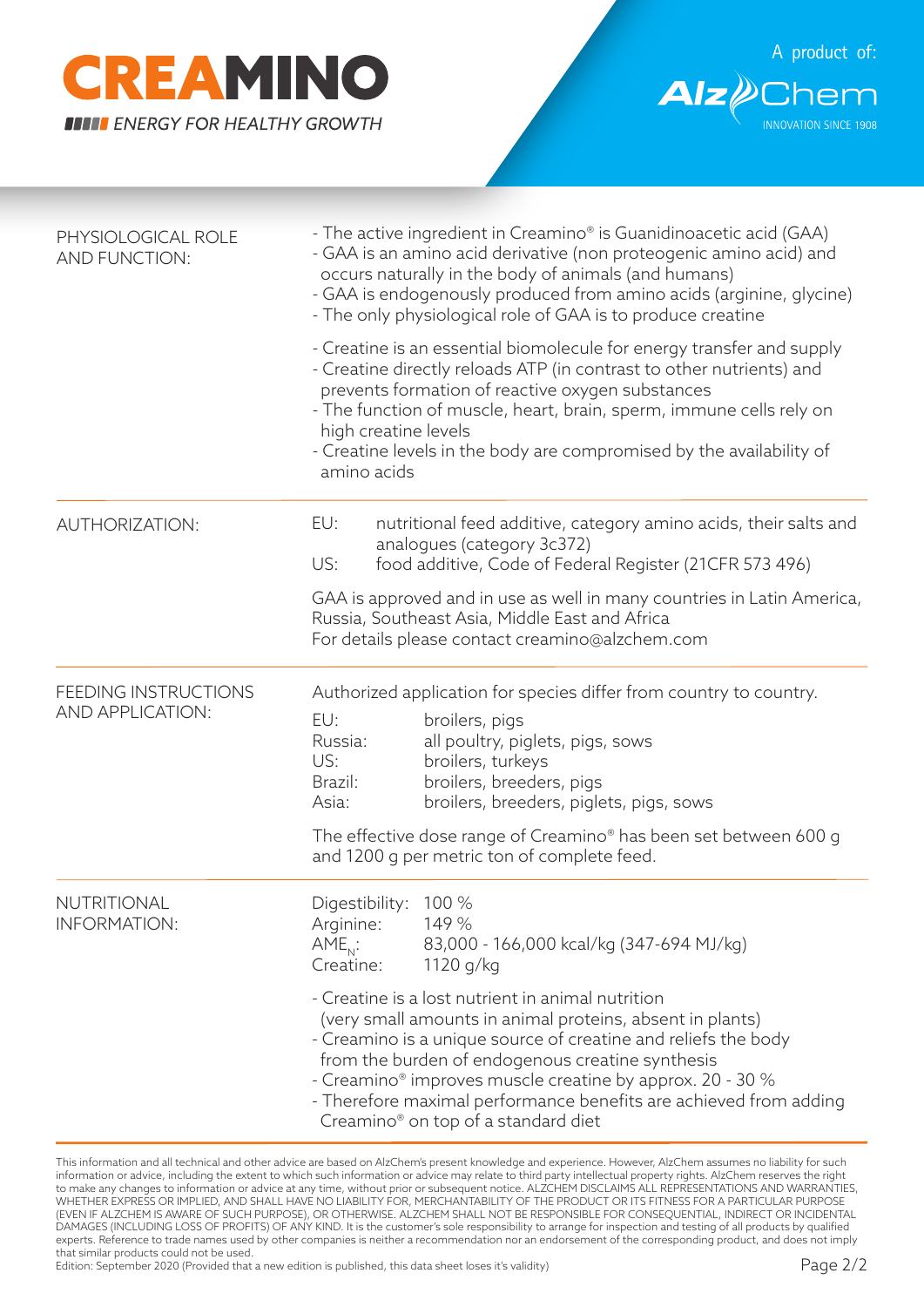# CREAMINO

ENERGY FOR HEALTHY GROWTH

A product of: AlzChem
INNOVATION SINCE 1908

## PHYSIOLOGICAL ROLE AND FUNCTION:

- The active ingredient in Creamino® is Guanidinoacetic acid (GAA)
- GAA is an amino acid derivative (non proteogenic amino acid) and occurs naturally in the body of animals (and humans)
- GAA is endogenously produced from amino acids (arginine, glycine)
- The only physiological role of GAA is to produce creatine

- Creatine is an essential biomolecule for energy transfer and supply
- Creatine directly reloads ATP (in contrast to other nutrients) and prevents formation of reactive oxygen substances
- The function of muscle, heart, brain, sperm, immune cells rely on high creatine levels
- Creatine levels in the body are compromised by the availability of amino acids

## AUTHORIZATION:

| | |
|---|---|
| EU: | nutritional feed additive, category amino acids, their salts and analogues (category 3c372) |
| US: | food additive, Code of Federal Register (21CFR 573 496) |

GAA is approved and in use as well in many countries in Latin America, Russia, Southeast Asia, Middle East and Africa
For details please contact creamino@alzchem.com

## FEEDING INSTRUCTIONS AND APPLICATION:

Authorized application for species differ from country to country.

| | |
|---|---|
| EU: | broilers, pigs |
| Russia: | all poultry, piglets, pigs, sows |
| US: | broilers, turkeys |
| Brazil: | broilers, breeders, pigs |
| Asia: | broilers, breeders, piglets, pigs, sows |

The effective dose range of Creamino® has been set between 600 g and 1200 g per metric ton of complete feed.

## NUTRITIONAL INFORMATION:

| | |
|---|---|
| Digestibility: | 100 % |
| Arginine: | 149 % |
| $AME_N$: | 83,000 - 166,000 kcal/kg (347-694 MJ/kg) |
| Creatine: | 1120 g/kg |

- Creatine is a lost nutrient in animal nutrition (very small amounts in animal proteins, absent in plants)
- Creamino is a unique source of creatine and reliefs the body from the burden of endogenous creatine synthesis
- Creamino® improves muscle creatine by approx. 20 - 30 %
- Therefore maximal performance benefits are achieved from adding Creamino® on top of a standard diet

This information and all technical and other advice are based on AlzChem's present knowledge and experience. However, AlzChem assumes no liability for such information or advice, including the extent to which such information or advice may relate to third party intellectual property rights. AlzChem reserves the right to make any changes to information or advice at any time, without prior or subsequent notice. ALZCHEM DISCLAIMS ALL REPRESENTATIONS AND WARRANTIES, WHETHER EXPRESS OR IMPLIED, AND SHALL HAVE NO LIABILITY FOR, MERCHANTABILITY OF THE PRODUCT OR ITS FITNESS FOR A PARTICULAR PURPOSE (EVEN IF ALZCHEM IS AWARE OF SUCH PURPOSE), OR OTHERWISE. ALZCHEM SHALL NOT BE RESPONSIBLE FOR CONSEQUENTIAL, INDIRECT OR INCIDENTAL DAMAGES (INCLUDING LOSS OF PROFITS) OF ANY KIND. It is the customer's sole responsibility to arrange for inspection and testing of all products by qualified experts. Reference to trade names used by other companies is neither a recommendation nor an endorsement of the corresponding product, and does not imply that similar products could not be used.
Edition: September 2020 (Provided that a new edition is published, this data sheet loses it's validity)